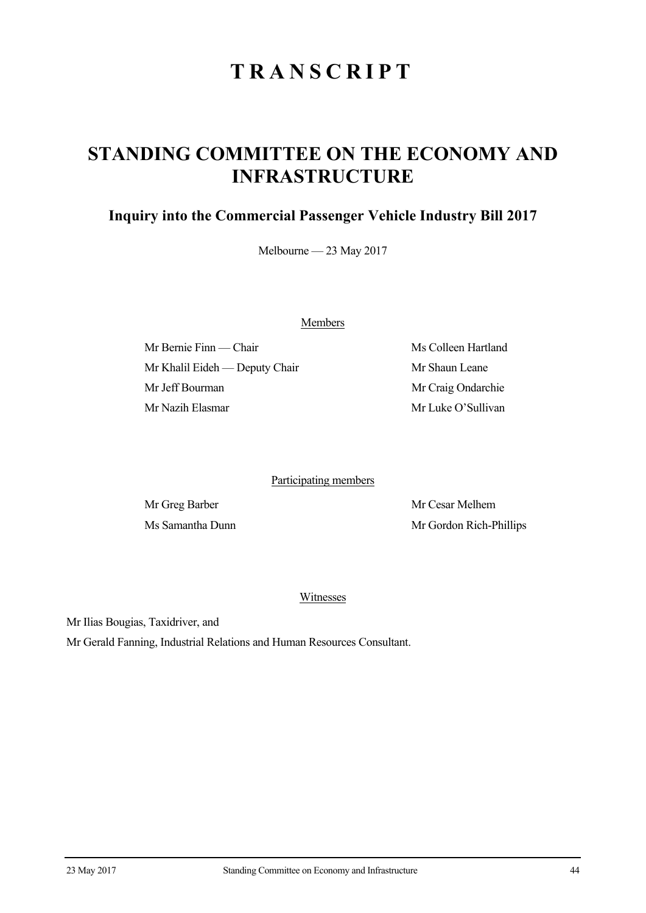# TRANSCRIPT

## STANDING COMMITTEE ON THE ECONOMY AND INFRASTRUCTURE

### Inquiry into the Commercial Passenger Vehicle Industry Bill 2017

Melbourne — 23 May 2017

Members

Mr Bernie Finn — Chair

Mr Khalil Eideh — Deputy Chair

Mr Jeff Bourman

Mr Nazih Elasmar

Ms Colleen Hartland

Mr Shaun Leane

Mr Craig Ondarchie

Mr Luke O'Sullivan

Participating members

Mr Greg Barber

Ms Samantha Dunn

Mr Cesar Melhem

Mr Gordon Rich-Phillips

Witnesses

Mr Ilias Bougias, Taxidriver, and

Mr Gerald Fanning, Industrial Relations and Human Resources Consultant.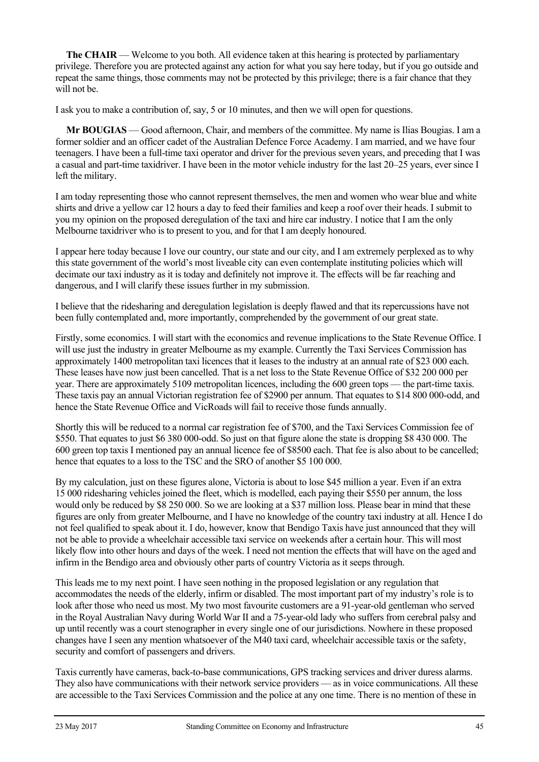**The CHAIR** — Welcome to you both. All evidence taken at this hearing is protected by parliamentary privilege. Therefore you are protected against any action for what you say here today, but if you go outside and repeat the same things, those comments may not be protected by this privilege; there is a fair chance that they will not be.

I ask you to make a contribution of, say, 5 or 10 minutes, and then we will open for questions.

**Mr BOUGIAS** — Good afternoon, Chair, and members of the committee. My name is Ilias Bougias. I am a former soldier and an officer cadet of the Australian Defence Force Academy. I am married, and we have four teenagers. I have been a full-time taxi operator and driver for the previous seven years, and preceding that I was a casual and part-time taxidriver. I have been in the motor vehicle industry for the last 20–25 years, ever since I left the military.

I am today representing those who cannot represent themselves, the men and women who wear blue and white shirts and drive a yellow car 12 hours a day to feed their families and keep a roof over their heads. I submit to you my opinion on the proposed deregulation of the taxi and hire car industry. I notice that I am the only Melbourne taxidriver who is to present to you, and for that I am deeply honoured.

I appear here today because I love our country, our state and our city, and I am extremely perplexed as to why this state government of the world's most liveable city can even contemplate instituting policies which will decimate our taxi industry as it is today and definitely not improve it. The effects will be far reaching and dangerous, and I will clarify these issues further in my submission.

I believe that the ridesharing and deregulation legislation is deeply flawed and that its repercussions have not been fully contemplated and, more importantly, comprehended by the government of our great state.

Firstly, some economics. I will start with the economics and revenue implications to the State Revenue Office. I will use just the industry in greater Melbourne as my example. Currently the Taxi Services Commission has approximately 1400 metropolitan taxi licences that it leases to the industry at an annual rate of $23 000 each. These leases have now just been cancelled. That is a net loss to the State Revenue Office of $32 200 000 per year. There are approximately 5109 metropolitan licences, including the 600 green tops — the part-time taxis. These taxis pay an annual Victorian registration fee of $2900 per annum. That equates to $14 800 000-odd, and hence the State Revenue Office and VicRoads will fail to receive those funds annually.

Shortly this will be reduced to a normal car registration fee of $700, and the Taxi Services Commission fee of $550. That equates to just $6 380 000-odd. So just on that figure alone the state is dropping $8 430 000. The 600 green top taxis I mentioned pay an annual licence fee of $8500 each. That fee is also about to be cancelled; hence that equates to a loss to the TSC and the SRO of another $5 100 000.

By my calculation, just on these figures alone, Victoria is about to lose $45 million a year. Even if an extra 15 000 ridesharing vehicles joined the fleet, which is modelled, each paying their $550 per annum, the loss would only be reduced by $8 250 000. So we are looking at a $37 million loss. Please bear in mind that these figures are only from greater Melbourne, and I have no knowledge of the country taxi industry at all. Hence I do not feel qualified to speak about it. I do, however, know that Bendigo Taxis have just announced that they will not be able to provide a wheelchair accessible taxi service on weekends after a certain hour. This will most likely flow into other hours and days of the week. I need not mention the effects that will have on the aged and infirm in the Bendigo area and obviously other parts of country Victoria as it seeps through.

This leads me to my next point. I have seen nothing in the proposed legislation or any regulation that accommodates the needs of the elderly, infirm or disabled. The most important part of my industry's role is to look after those who need us most. My two most favourite customers are a 91-year-old gentleman who served in the Royal Australian Navy during World War II and a 75-year-old lady who suffers from cerebral palsy and up until recently was a court stenographer in every single one of our jurisdictions. Nowhere in these proposed changes have I seen any mention whatsoever of the M40 taxi card, wheelchair accessible taxis or the safety, security and comfort of passengers and drivers.

Taxis currently have cameras, back-to-base communications, GPS tracking services and driver duress alarms. They also have communications with their network service providers — as in voice communications. All these are accessible to the Taxi Services Commission and the police at any one time. There is no mention of these in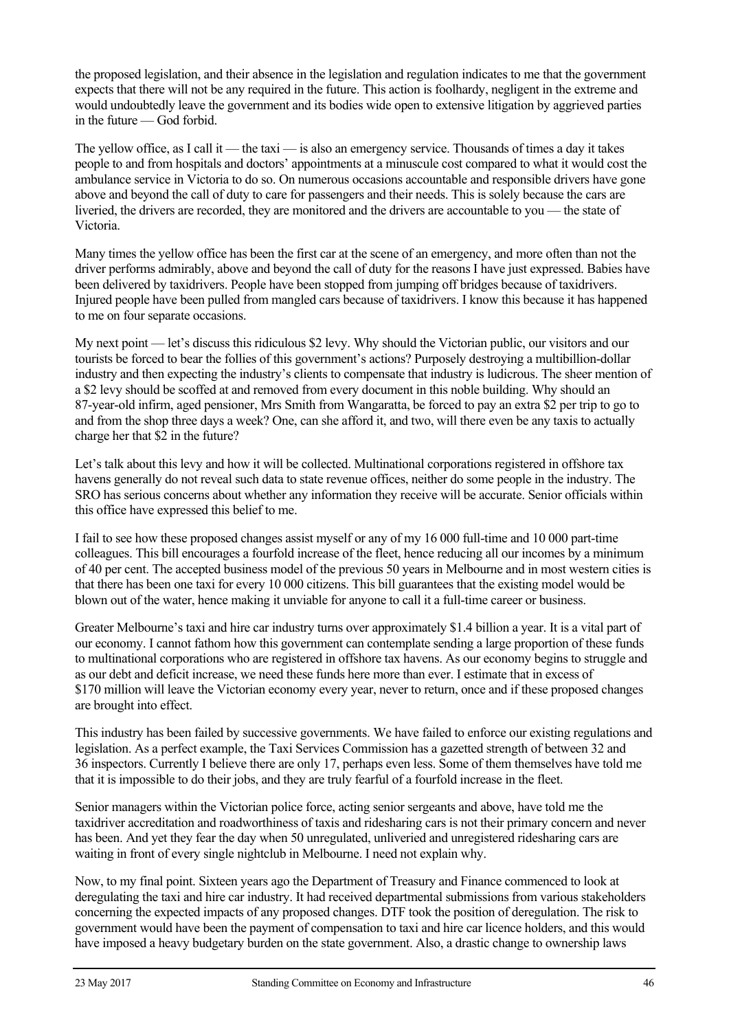the proposed legislation, and their absence in the legislation and regulation indicates to me that the government expects that there will not be any required in the future. This action is foolhardy, negligent in the extreme and would undoubtedly leave the government and its bodies wide open to extensive litigation by aggrieved parties in the future — God forbid.

The yellow office, as I call it — the taxi — is also an emergency service. Thousands of times a day it takes people to and from hospitals and doctors' appointments at a minuscule cost compared to what it would cost the ambulance service in Victoria to do so. On numerous occasions accountable and responsible drivers have gone above and beyond the call of duty to care for passengers and their needs. This is solely because the cars are liveried, the drivers are recorded, they are monitored and the drivers are accountable to you — the state of Victoria.

Many times the yellow office has been the first car at the scene of an emergency, and more often than not the driver performs admirably, above and beyond the call of duty for the reasons I have just expressed. Babies have been delivered by taxidrivers. People have been stopped from jumping off bridges because of taxidrivers. Injured people have been pulled from mangled cars because of taxidrivers. I know this because it has happened to me on four separate occasions.

My next point — let's discuss this ridiculous $2 levy. Why should the Victorian public, our visitors and our tourists be forced to bear the follies of this government's actions? Purposely destroying a multibillion-dollar industry and then expecting the industry's clients to compensate that industry is ludicrous. The sheer mention of a $2 levy should be scoffed at and removed from every document in this noble building. Why should an 87-year-old infirm, aged pensioner, Mrs Smith from Wangaratta, be forced to pay an extra $2 per trip to go to and from the shop three days a week? One, can she afford it, and two, will there even be any taxis to actually charge her that $2 in the future?

Let's talk about this levy and how it will be collected. Multinational corporations registered in offshore tax havens generally do not reveal such data to state revenue offices, neither do some people in the industry. The SRO has serious concerns about whether any information they receive will be accurate. Senior officials within this office have expressed this belief to me.

I fail to see how these proposed changes assist myself or any of my 16 000 full-time and 10 000 part-time colleagues. This bill encourages a fourfold increase of the fleet, hence reducing all our incomes by a minimum of 40 per cent. The accepted business model of the previous 50 years in Melbourne and in most western cities is that there has been one taxi for every 10 000 citizens. This bill guarantees that the existing model would be blown out of the water, hence making it unviable for anyone to call it a full-time career or business.

Greater Melbourne's taxi and hire car industry turns over approximately $1.4 billion a year. It is a vital part of our economy. I cannot fathom how this government can contemplate sending a large proportion of these funds to multinational corporations who are registered in offshore tax havens. As our economy begins to struggle and as our debt and deficit increase, we need these funds here more than ever. I estimate that in excess of $170 million will leave the Victorian economy every year, never to return, once and if these proposed changes are brought into effect.

This industry has been failed by successive governments. We have failed to enforce our existing regulations and legislation. As a perfect example, the Taxi Services Commission has a gazetted strength of between 32 and 36 inspectors. Currently I believe there are only 17, perhaps even less. Some of them themselves have told me that it is impossible to do their jobs, and they are truly fearful of a fourfold increase in the fleet.

Senior managers within the Victorian police force, acting senior sergeants and above, have told me the taxidriver accreditation and roadworthiness of taxis and ridesharing cars is not their primary concern and never has been. And yet they fear the day when 50 unregulated, unliveried and unregistered ridesharing cars are waiting in front of every single nightclub in Melbourne. I need not explain why.

Now, to my final point. Sixteen years ago the Department of Treasury and Finance commenced to look at deregulating the taxi and hire car industry. It had received departmental submissions from various stakeholders concerning the expected impacts of any proposed changes. DTF took the position of deregulation. The risk to government would have been the payment of compensation to taxi and hire car licence holders, and this would have imposed a heavy budgetary burden on the state government. Also, a drastic change to ownership laws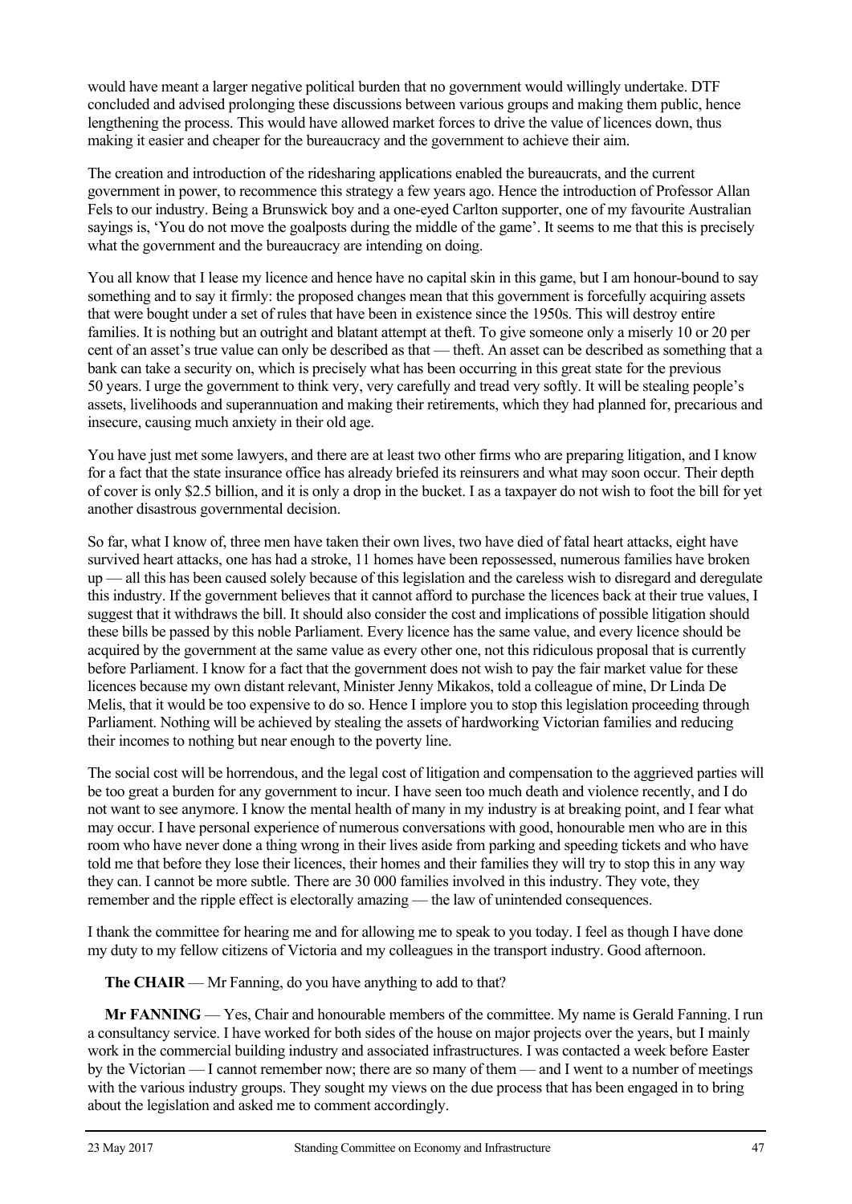would have meant a larger negative political burden that no government would willingly undertake. DTF concluded and advised prolonging these discussions between various groups and making them public, hence lengthening the process. This would have allowed market forces to drive the value of licences down, thus making it easier and cheaper for the bureaucracy and the government to achieve their aim.

The creation and introduction of the ridesharing applications enabled the bureaucrats, and the current government in power, to recommence this strategy a few years ago. Hence the introduction of Professor Allan Fels to our industry. Being a Brunswick boy and a one-eyed Carlton supporter, one of my favourite Australian sayings is, 'You do not move the goalposts during the middle of the game'. It seems to me that this is precisely what the government and the bureaucracy are intending on doing.

You all know that I lease my licence and hence have no capital skin in this game, but I am honour-bound to say something and to say it firmly: the proposed changes mean that this government is forcefully acquiring assets that were bought under a set of rules that have been in existence since the 1950s. This will destroy entire families. It is nothing but an outright and blatant attempt at theft. To give someone only a miserly 10 or 20 per cent of an asset's true value can only be described as that — theft. An asset can be described as something that a bank can take a security on, which is precisely what has been occurring in this great state for the previous 50 years. I urge the government to think very, very carefully and tread very softly. It will be stealing people's assets, livelihoods and superannuation and making their retirements, which they had planned for, precarious and insecure, causing much anxiety in their old age.

You have just met some lawyers, and there are at least two other firms who are preparing litigation, and I know for a fact that the state insurance office has already briefed its reinsurers and what may soon occur. Their depth of cover is only $2.5 billion, and it is only a drop in the bucket. I as a taxpayer do not wish to foot the bill for yet another disastrous governmental decision.

So far, what I know of, three men have taken their own lives, two have died of fatal heart attacks, eight have survived heart attacks, one has had a stroke, 11 homes have been repossessed, numerous families have broken up — all this has been caused solely because of this legislation and the careless wish to disregard and deregulate this industry. If the government believes that it cannot afford to purchase the licences back at their true values, I suggest that it withdraws the bill. It should also consider the cost and implications of possible litigation should these bills be passed by this noble Parliament. Every licence has the same value, and every licence should be acquired by the government at the same value as every other one, not this ridiculous proposal that is currently before Parliament. I know for a fact that the government does not wish to pay the fair market value for these licences because my own distant relevant, Minister Jenny Mikakos, told a colleague of mine, Dr Linda De Melis, that it would be too expensive to do so. Hence I implore you to stop this legislation proceeding through Parliament. Nothing will be achieved by stealing the assets of hardworking Victorian families and reducing their incomes to nothing but near enough to the poverty line.

The social cost will be horrendous, and the legal cost of litigation and compensation to the aggrieved parties will be too great a burden for any government to incur. I have seen too much death and violence recently, and I do not want to see anymore. I know the mental health of many in my industry is at breaking point, and I fear what may occur. I have personal experience of numerous conversations with good, honourable men who are in this room who have never done a thing wrong in their lives aside from parking and speeding tickets and who have told me that before they lose their licences, their homes and their families they will try to stop this in any way they can. I cannot be more subtle. There are 30 000 families involved in this industry. They vote, they remember and the ripple effect is electorally amazing — the law of unintended consequences.

I thank the committee for hearing me and for allowing me to speak to you today. I feel as though I have done my duty to my fellow citizens of Victoria and my colleagues in the transport industry. Good afternoon.

**The CHAIR** — Mr Fanning, do you have anything to add to that?

**Mr FANNING** — Yes, Chair and honourable members of the committee. My name is Gerald Fanning. I run a consultancy service. I have worked for both sides of the house on major projects over the years, but I mainly work in the commercial building industry and associated infrastructures. I was contacted a week before Easter by the Victorian — I cannot remember now; there are so many of them — and I went to a number of meetings with the various industry groups. They sought my views on the due process that has been engaged in to bring about the legislation and asked me to comment accordingly.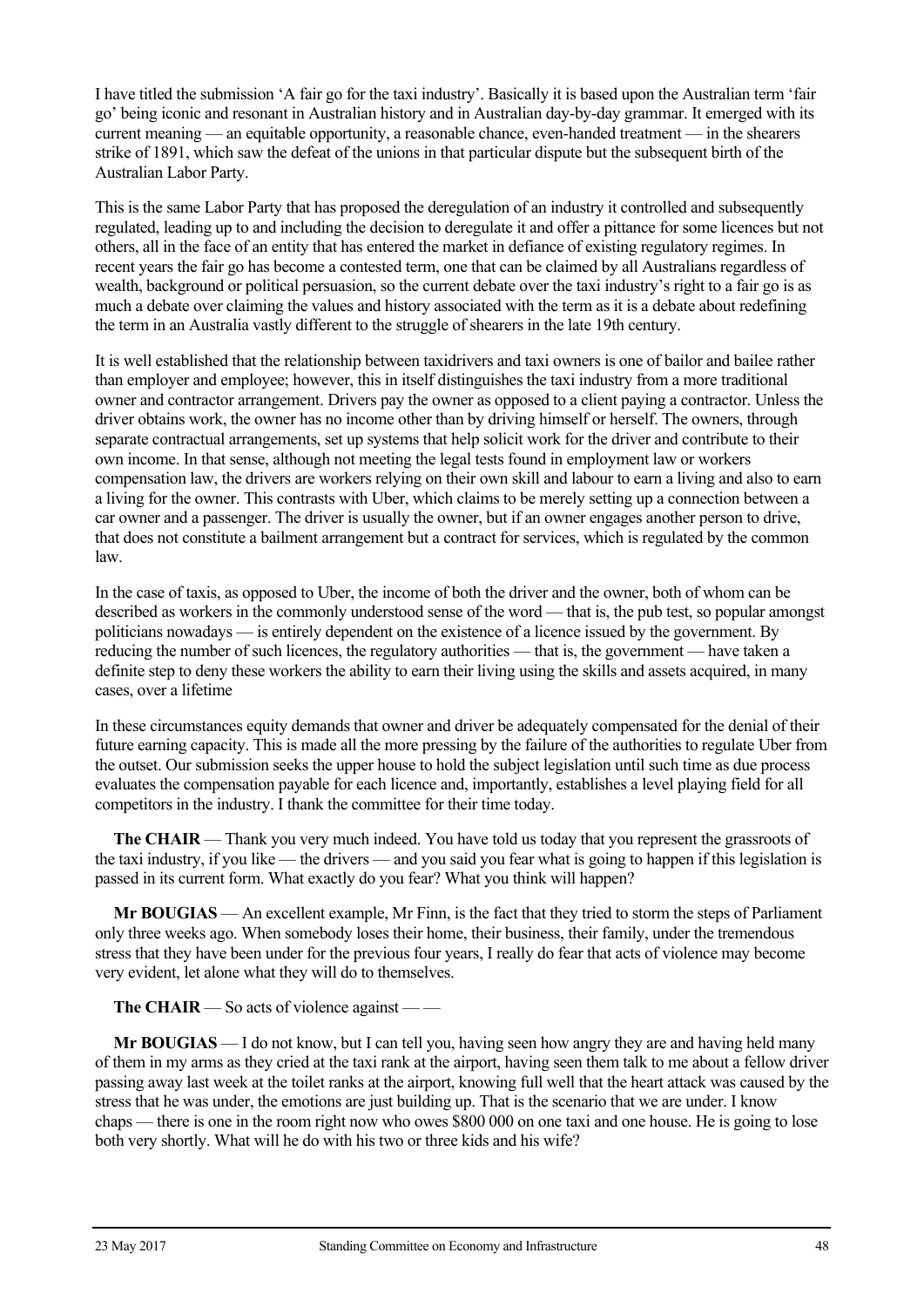I have titled the submission 'A fair go for the taxi industry'. Basically it is based upon the Australian term 'fair go' being iconic and resonant in Australian history and in Australian day-by-day grammar. It emerged with its current meaning — an equitable opportunity, a reasonable chance, even-handed treatment — in the shearers strike of 1891, which saw the defeat of the unions in that particular dispute but the subsequent birth of the Australian Labor Party.

This is the same Labor Party that has proposed the deregulation of an industry it controlled and subsequently regulated, leading up to and including the decision to deregulate it and offer a pittance for some licences but not others, all in the face of an entity that has entered the market in defiance of existing regulatory regimes. In recent years the fair go has become a contested term, one that can be claimed by all Australians regardless of wealth, background or political persuasion, so the current debate over the taxi industry's right to a fair go is as much a debate over claiming the values and history associated with the term as it is a debate about redefining the term in an Australia vastly different to the struggle of shearers in the late 19th century.

It is well established that the relationship between taxidrivers and taxi owners is one of bailor and bailee rather than employer and employee; however, this in itself distinguishes the taxi industry from a more traditional owner and contractor arrangement. Drivers pay the owner as opposed to a client paying a contractor. Unless the driver obtains work, the owner has no income other than by driving himself or herself. The owners, through separate contractual arrangements, set up systems that help solicit work for the driver and contribute to their own income. In that sense, although not meeting the legal tests found in employment law or workers compensation law, the drivers are workers relying on their own skill and labour to earn a living and also to earn a living for the owner. This contrasts with Uber, which claims to be merely setting up a connection between a car owner and a passenger. The driver is usually the owner, but if an owner engages another person to drive, that does not constitute a bailment arrangement but a contract for services, which is regulated by the common law.

In the case of taxis, as opposed to Uber, the income of both the driver and the owner, both of whom can be described as workers in the commonly understood sense of the word — that is, the pub test, so popular amongst politicians nowadays — is entirely dependent on the existence of a licence issued by the government. By reducing the number of such licences, the regulatory authorities — that is, the government — have taken a definite step to deny these workers the ability to earn their living using the skills and assets acquired, in many cases, over a lifetime

In these circumstances equity demands that owner and driver be adequately compensated for the denial of their future earning capacity. This is made all the more pressing by the failure of the authorities to regulate Uber from the outset. Our submission seeks the upper house to hold the subject legislation until such time as due process evaluates the compensation payable for each licence and, importantly, establishes a level playing field for all competitors in the industry. I thank the committee for their time today.

**The CHAIR** — Thank you very much indeed. You have told us today that you represent the grassroots of the taxi industry, if you like — the drivers — and you said you fear what is going to happen if this legislation is passed in its current form. What exactly do you fear? What you think will happen?

**Mr BOUGIAS** — An excellent example, Mr Finn, is the fact that they tried to storm the steps of Parliament only three weeks ago. When somebody loses their home, their business, their family, under the tremendous stress that they have been under for the previous four years, I really do fear that acts of violence may become very evident, let alone what they will do to themselves.

**The CHAIR** — So acts of violence against — —

**Mr BOUGIAS** — I do not know, but I can tell you, having seen how angry they are and having held many of them in my arms as they cried at the taxi rank at the airport, having seen them talk to me about a fellow driver passing away last week at the toilet ranks at the airport, knowing full well that the heart attack was caused by the stress that he was under, the emotions are just building up. That is the scenario that we are under. I know chaps — there is one in the room right now who owes $800 000 on one taxi and one house. He is going to lose both very shortly. What will he do with his two or three kids and his wife?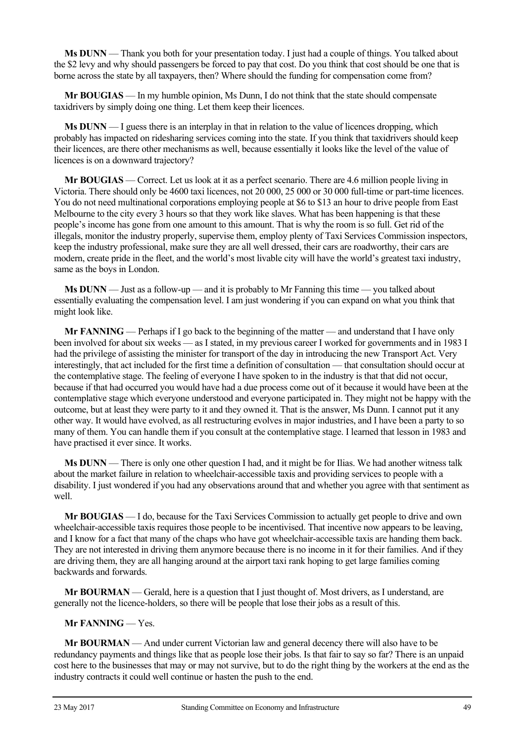**Ms DUNN** — Thank you both for your presentation today. I just had a couple of things. You talked about the $2 levy and why should passengers be forced to pay that cost. Do you think that cost should be one that is borne across the state by all taxpayers, then? Where should the funding for compensation come from?

**Mr BOUGIAS** — In my humble opinion, Ms Dunn, I do not think that the state should compensate taxidrivers by simply doing one thing. Let them keep their licences.

**Ms DUNN** — I guess there is an interplay in that in relation to the value of licences dropping, which probably has impacted on ridesharing services coming into the state. If you think that taxidrivers should keep their licences, are there other mechanisms as well, because essentially it looks like the level of the value of licences is on a downward trajectory?

**Mr BOUGIAS** — Correct. Let us look at it as a perfect scenario. There are 4.6 million people living in Victoria. There should only be 4600 taxi licences, not 20 000, 25 000 or 30 000 full-time or part-time licences. You do not need multinational corporations employing people at $6 to $13 an hour to drive people from East Melbourne to the city every 3 hours so that they work like slaves. What has been happening is that these people's income has gone from one amount to this amount. That is why the room is so full. Get rid of the illegals, monitor the industry properly, supervise them, employ plenty of Taxi Services Commission inspectors, keep the industry professional, make sure they are all well dressed, their cars are roadworthy, their cars are modern, create pride in the fleet, and the world's most livable city will have the world's greatest taxi industry, same as the boys in London.

**Ms DUNN** — Just as a follow-up — and it is probably to Mr Fanning this time — you talked about essentially evaluating the compensation level. I am just wondering if you can expand on what you think that might look like.

**Mr FANNING** — Perhaps if I go back to the beginning of the matter — and understand that I have only been involved for about six weeks — as I stated, in my previous career I worked for governments and in 1983 I had the privilege of assisting the minister for transport of the day in introducing the new Transport Act. Very interestingly, that act included for the first time a definition of consultation — that consultation should occur at the contemplative stage. The feeling of everyone I have spoken to in the industry is that that did not occur, because if that had occurred you would have had a due process come out of it because it would have been at the contemplative stage which everyone understood and everyone participated in. They might not be happy with the outcome, but at least they were party to it and they owned it. That is the answer, Ms Dunn. I cannot put it any other way. It would have evolved, as all restructuring evolves in major industries, and I have been a party to so many of them. You can handle them if you consult at the contemplative stage. I learned that lesson in 1983 and have practised it ever since. It works.

**Ms DUNN** — There is only one other question I had, and it might be for Ilias. We had another witness talk about the market failure in relation to wheelchair-accessible taxis and providing services to people with a disability. I just wondered if you had any observations around that and whether you agree with that sentiment as well.

**Mr BOUGIAS** — I do, because for the Taxi Services Commission to actually get people to drive and own wheelchair-accessible taxis requires those people to be incentivised. That incentive now appears to be leaving, and I know for a fact that many of the chaps who have got wheelchair-accessible taxis are handing them back. They are not interested in driving them anymore because there is no income in it for their families. And if they are driving them, they are all hanging around at the airport taxi rank hoping to get large families coming backwards and forwards.

**Mr BOURMAN** — Gerald, here is a question that I just thought of. Most drivers, as I understand, are generally not the licence-holders, so there will be people that lose their jobs as a result of this.

**Mr FANNING** — Yes.

**Mr BOURMAN** — And under current Victorian law and general decency there will also have to be redundancy payments and things like that as people lose their jobs. Is that fair to say so far? There is an unpaid cost here to the businesses that may or may not survive, but to do the right thing by the workers at the end as the industry contracts it could well continue or hasten the push to the end.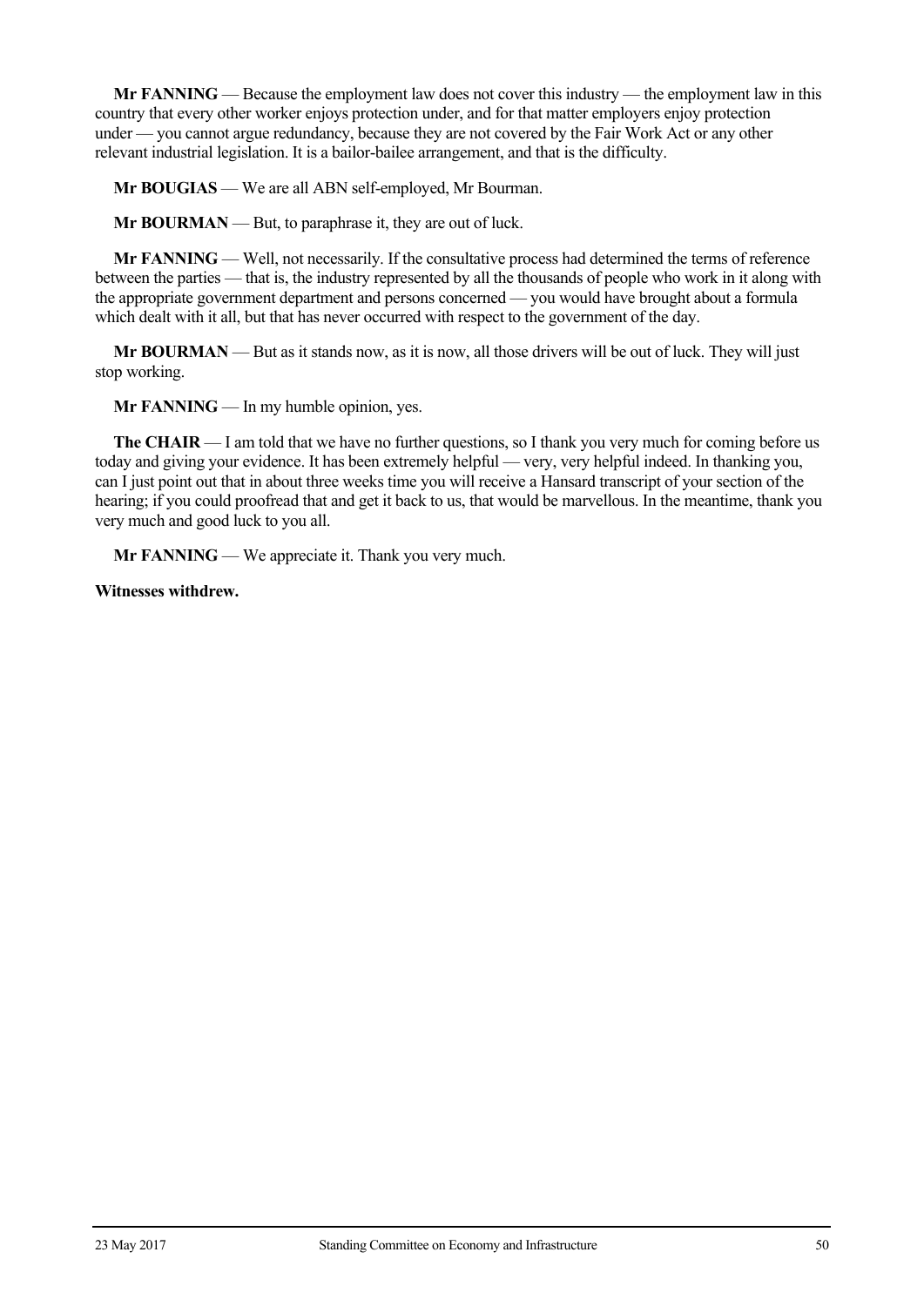**Mr FANNING** — Because the employment law does not cover this industry — the employment law in this country that every other worker enjoys protection under, and for that matter employers enjoy protection under — you cannot argue redundancy, because they are not covered by the Fair Work Act or any other relevant industrial legislation. It is a bailor-bailee arrangement, and that is the difficulty.

**Mr BOUGIAS** — We are all ABN self-employed, Mr Bourman.

**Mr BOURMAN** — But, to paraphrase it, they are out of luck.

**Mr FANNING** — Well, not necessarily. If the consultative process had determined the terms of reference between the parties — that is, the industry represented by all the thousands of people who work in it along with the appropriate government department and persons concerned — you would have brought about a formula which dealt with it all, but that has never occurred with respect to the government of the day.

**Mr BOURMAN** — But as it stands now, as it is now, all those drivers will be out of luck. They will just stop working.

**Mr FANNING** — In my humble opinion, yes.

**The CHAIR** — I am told that we have no further questions, so I thank you very much for coming before us today and giving your evidence. It has been extremely helpful — very, very helpful indeed. In thanking you, can I just point out that in about three weeks time you will receive a Hansard transcript of your section of the hearing; if you could proofread that and get it back to us, that would be marvellous. In the meantime, thank you very much and good luck to you all.

**Mr FANNING** — We appreciate it. Thank you very much.

**Witnesses withdrew.**